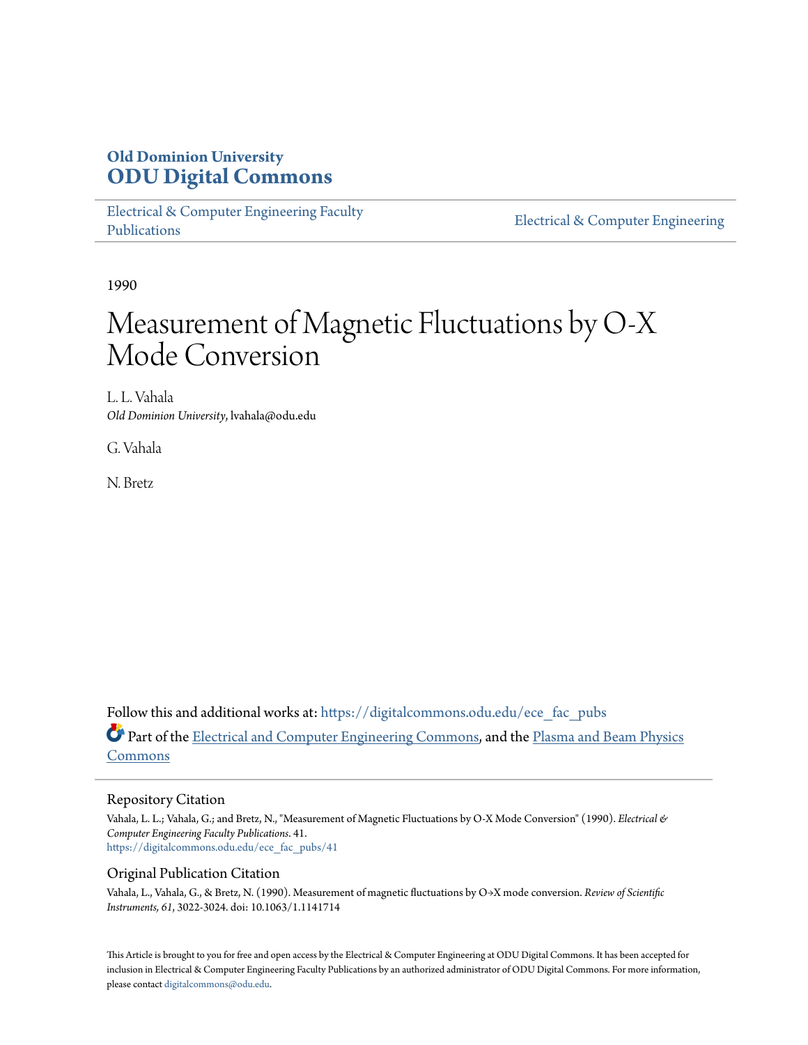**Old Dominion University**
**ODU Digital Commons**

Electrical & Computer Engineering Faculty Publications

Electrical & Computer Engineering

1990

# Measurement of Magnetic Fluctuations by O-X Mode Conversion

L. L. Vahala
*Old Dominion University*, lvahala@odu.edu

G. Vahala

N. Bretz

Follow this and additional works at: https://digitalcommons.odu.edu/ece_fac_pubs

Part of the Electrical and Computer Engineering Commons, and the Plasma and Beam Physics Commons

## Repository Citation

Vahala, L. L.; Vahala, G.; and Bretz, N., "Measurement of Magnetic Fluctuations by O-X Mode Conversion" (1990). *Electrical & Computer Engineering Faculty Publications*. 41.
https://digitalcommons.odu.edu/ece_fac_pubs/41

## Original Publication Citation

Vahala, L., Vahala, G., & Bretz, N. (1990). Measurement of magnetic fluctuations by O→X mode conversion. *Review of Scientific Instruments, 61*, 3022-3024. doi: 10.1063/1.1141714

This Article is brought to you for free and open access by the Electrical & Computer Engineering at ODU Digital Commons. It has been accepted for inclusion in Electrical & Computer Engineering Faculty Publications by an authorized administrator of ODU Digital Commons. For more information, please contact digitalcommons@odu.edu.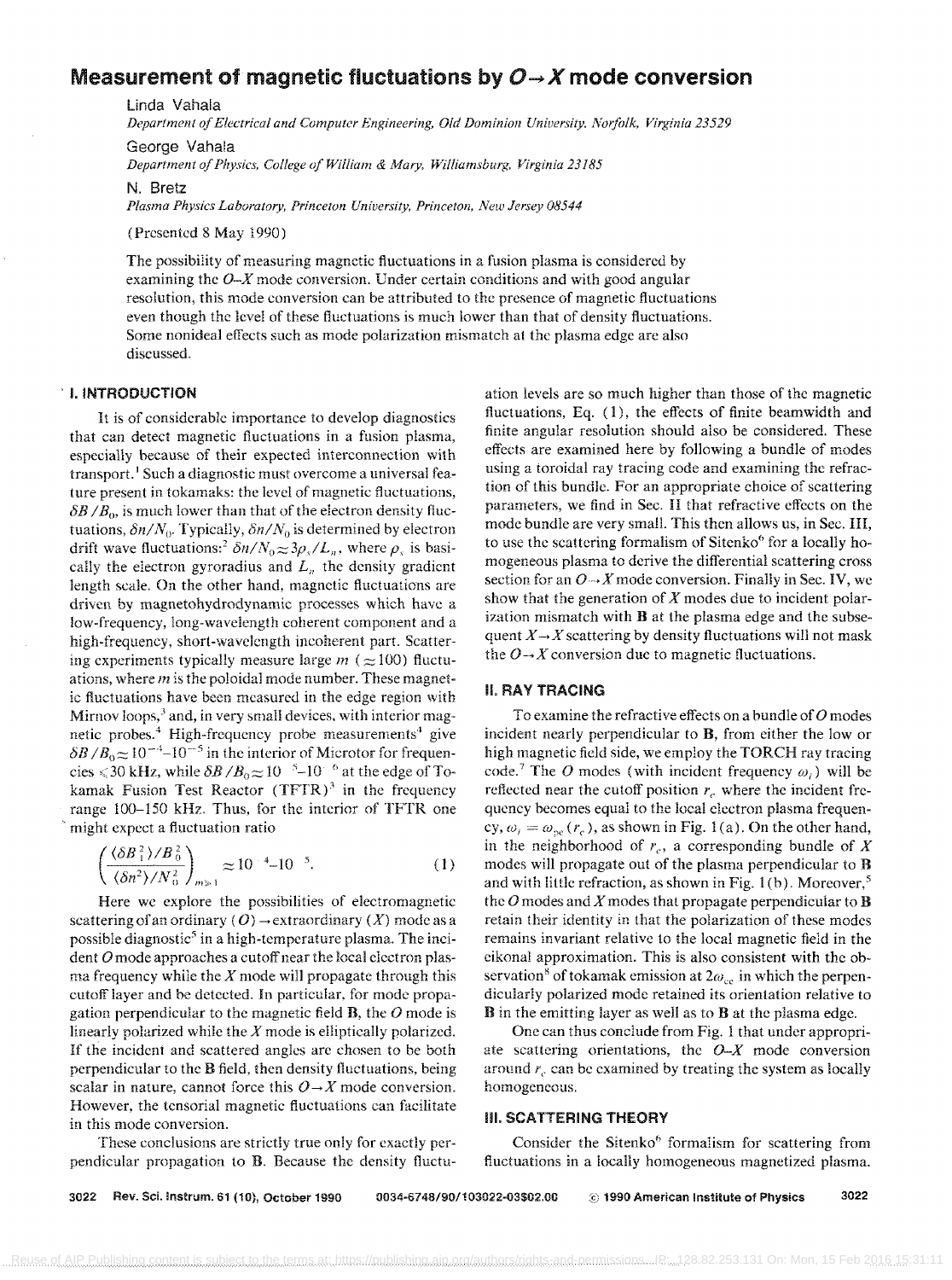# Measurement of magnetic fluctuations by $O \rightarrow X$ mode conversion

Linda Vahala

*Department of Electrical and Computer Engineering, Old Dominion University, Norfolk, Virginia 23529*

George Vahala

*Department of Physics, College of William & Mary, Williamsburg, Virginia 23185*

N. Bretz

*Plasma Physics Laboratory, Princeton University, Princeton, New Jersey 08544*

(Presented 8 May 1990)

The possibility of measuring magnetic fluctuations in a fusion plasma is considered by examining the $O$–$X$ mode conversion. Under certain conditions and with good angular resolution, this mode conversion can be attributed to the presence of magnetic fluctuations even though the level of these fluctuations is much lower than that of density fluctuations. Some nonideal effects such as mode polarization mismatch at the plasma edge are also discussed.

## I. INTRODUCTION

It is of considerable importance to develop diagnostics that can detect magnetic fluctuations in a fusion plasma, especially because of their expected interconnection with transport.[1] Such a diagnostic must overcome a universal feature present in tokamaks: the level of magnetic fluctuations, $\delta B / B_0$, is much lower than that of the electron density fluctuations, $\delta n / N_0$. Typically, $\delta n / N_0$ is determined by electron drift wave fluctuations:[2] $\delta n / N_0 \approx 3 \rho_s / L_n$, where $\rho_s$ is basically the electron gyroradius and $L_n$ the density gradient length scale. On the other hand, magnetic fluctuations are driven by magnetohydrodynamic processes which have a low-frequency, long-wavelength coherent component and a high-frequency, short-wavelength incoherent part. Scattering experiments typically measure large $m$ ($\approx 100$) fluctuations, where $m$ is the poloidal mode number. These magnetic fluctuations have been measured in the edge region with Mirnov loops,[3] and, in very small devices, with interior magnetic probes.[4] High-frequency probe measurements[4] give $\delta B / B_0 \approx 10^{-4}$–$10^{-5}$ in the interior of Microtor for frequencies $\leqslant 30$ kHz, while $\delta B / B_0 \approx 10^{-5}$–$10^{-6}$ at the edge of Tokamak Fusion Test Reactor (TFTR)[3] in the frequency range 100–150 kHz. Thus, for the interior of TFTR one might expect a fluctuation ratio

$$\left( \frac{\langle \delta B_1^2 \rangle / B_0^2}{\langle \delta n^2 \rangle / N_0^2} \right)_{m \gg 1} \approx 10^{-4}\text{–}10^{-5}. \tag{1}$$

Here we explore the possibilities of electromagnetic scattering of an ordinary ($O$) $\rightarrow$ extraordinary ($X$) mode as a possible diagnostic[5] in a high-temperature plasma. The incident $O$ mode approaches a cutoff near the local electron plasma frequency while the $X$ mode will propagate through this cutoff layer and be detected. In particular, for mode propagation perpendicular to the magnetic field $\mathbf{B}$, the $O$ mode is linearly polarized while the $X$ mode is elliptically polarized. If the incident and scattered angles are chosen to be both perpendicular to the $\mathbf{B}$ field, then density fluctuations, being scalar in nature, cannot force this $O \rightarrow X$ mode conversion. However, the tensorial magnetic fluctuations can facilitate in this mode conversion.

These conclusions are strictly true only for exactly perpendicular propagation to $\mathbf{B}$. Because the density fluctuation levels are so much higher than those of the magnetic fluctuations, Eq. (1), the effects of finite beamwidth and finite angular resolution should also be considered. These effects are examined here by following a bundle of modes using a toroidal ray tracing code and examining the refraction of this bundle. For an appropriate choice of scattering parameters, we find in Sec. II that refractive effects on the mode bundle are very small. This then allows us, in Sec. III, to use the scattering formalism of Sitenko[6] for a locally homogeneous plasma to derive the differential scattering cross section for an $O \rightarrow X$ mode conversion. Finally in Sec. IV, we show that the generation of $X$ modes due to incident polarization mismatch with $\mathbf{B}$ at the plasma edge and the subsequent $X \rightarrow X$ scattering by density fluctuations will not mask the $O \rightarrow X$ conversion due to magnetic fluctuations.

## II. RAY TRACING

To examine the refractive effects on a bundle of $O$ modes incident nearly perpendicular to $\mathbf{B}$, from either the low or high magnetic field side, we employ the TORCH ray tracing code.[7] The $O$ modes (with incident frequency $\omega_i$) will be reflected near the cutoff position $r_c$ where the incident frequency becomes equal to the local electron plasma frequency, $\omega_i = \omega_{pe}(r_c)$, as shown in Fig. 1(a). On the other hand, in the neighborhood of $r_c$, a corresponding bundle of $X$ modes will propagate out of the plasma perpendicular to $\mathbf{B}$ and with little refraction, as shown in Fig. 1(b). Moreover,[5] the $O$ modes and $X$ modes that propagate perpendicular to $\mathbf{B}$ retain their identity in that the polarization of these modes remains invariant relative to the local magnetic field in the eikonal approximation. This is also consistent with the observation[8] of tokamak emission at $2\omega_{ce}$ in which the perpendicularly polarized mode retained its orientation relative to $\mathbf{B}$ in the emitting layer as well as to $\mathbf{B}$ at the plasma edge.

One can thus conclude from Fig. 1 that under appropriate scattering orientations, the $O$–$X$ mode conversion around $r_c$ can be examined by treating the system as locally homogeneous.

## III. SCATTERING THEORY

Consider the Sitenko[6] formalism for scattering from fluctuations in a locally homogeneous magnetized plasma.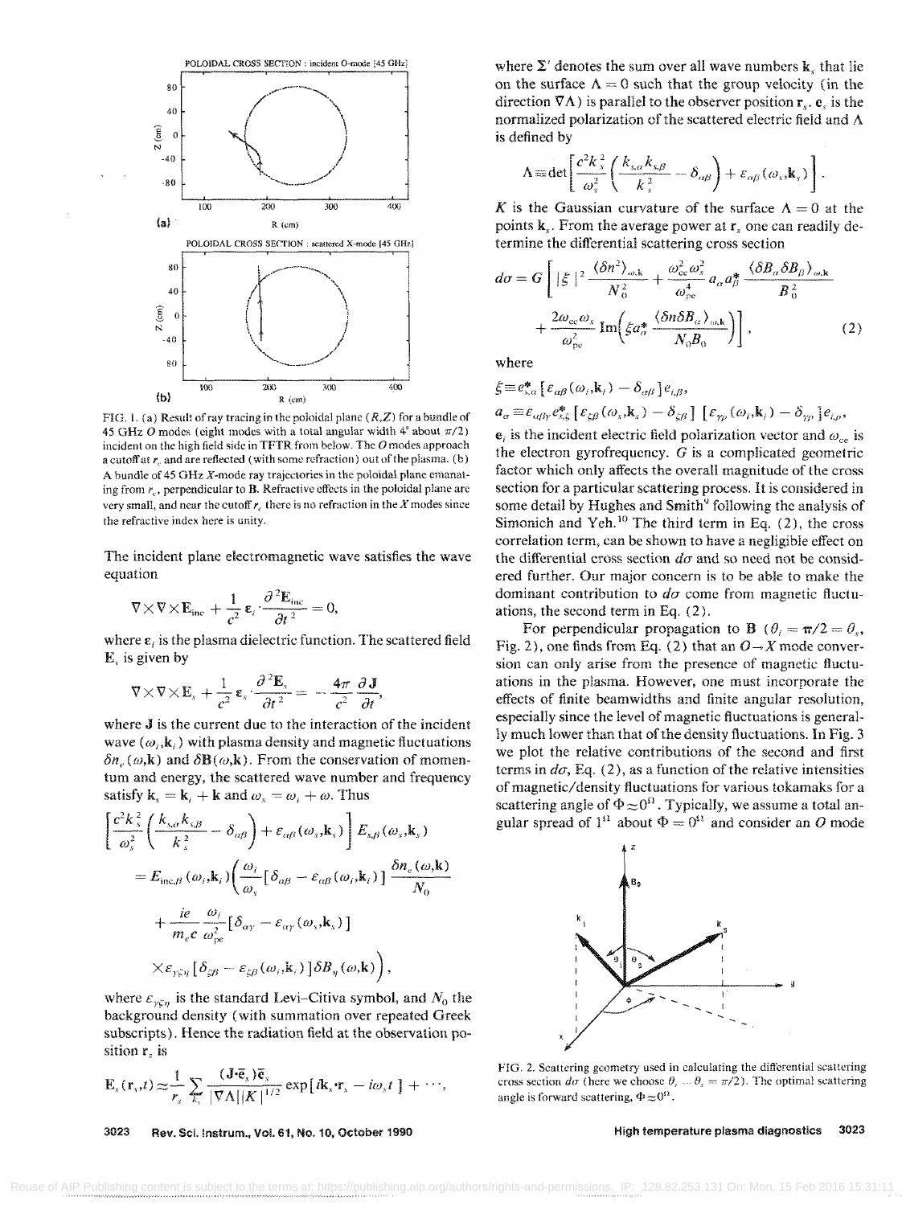FIG. 1. (a) Result of ray tracing in the poloidal plane $(R,Z)$ for a bundle of 45 GHz $O$ modes (eight modes with a total angular width 4° about $\pi/2$) incident on the high field side in TFTR from below. The $O$ modes approach a cutoff at $r_c$ and are reflected (with some refraction) out of the plasma. (b) A bundle of 45 GHz $X$-mode ray trajectories in the poloidal plane emanating from $r_c$, perpendicular to **B**. Refractive effects in the poloidal plane are very small, and near the cutoff $r_c$ there is no refraction in the $X$ modes since the refractive index here is unity.

The incident plane electromagnetic wave satisfies the wave equation

$$\nabla\times\nabla\times\mathbf{E}_{\rm inc}+\frac{1}{c^2}\,\boldsymbol{\varepsilon}_i\cdot\frac{\partial^2\mathbf{E}_{\rm inc}}{\partial t^2}=0,$$

where $\boldsymbol{\varepsilon}_i$ is the plasma dielectric function. The scattered field $\mathbf{E}_s$ is given by

$$\nabla\times\nabla\times\mathbf{E}_s+\frac{1}{c^2}\,\boldsymbol{\varepsilon}_s\cdot\frac{\partial^2\mathbf{E}_s}{\partial t^2}=-\frac{4\pi}{c^2}\frac{\partial\mathbf{J}}{\partial t},$$

where $\mathbf{J}$ is the current due to the interaction of the incident wave $(\omega_i,\mathbf{k}_i)$ with plasma density and magnetic fluctuations $\delta n_e(\omega,\mathbf{k})$ and $\delta\mathbf{B}(\omega,\mathbf{k})$. From the conservation of momentum and energy, the scattered wave number and frequency satisfy $\mathbf{k}_s=\mathbf{k}_i+\mathbf{k}$ and $\omega_s=\omega_i+\omega$. Thus

$$\left[\frac{c^2k_s^2}{\omega_s^2}\left(\frac{k_{s,\alpha}k_{s,\beta}}{k_s^2}-\delta_{\alpha\beta}\right)+\varepsilon_{\alpha\beta}(\omega_s,\mathbf{k}_s)\right]E_{s,\beta}(\omega_s,\mathbf{k}_s)$$
$$=E_{{\rm inc},\beta}(\omega_i,\mathbf{k}_i)\left(\frac{\omega_i}{\omega_s}[\delta_{\alpha\beta}-\varepsilon_{\alpha\beta}(\omega_i,\mathbf{k}_i)]\frac{\delta n_e(\omega,\mathbf{k})}{N_0}\right.$$
$$+\frac{ie}{m_ec}\frac{\omega_i}{\omega_{pe}^2}[\delta_{\alpha\gamma}-\varepsilon_{\alpha\gamma}(\omega_s,\mathbf{k}_s)]$$
$$\left.\times\varepsilon_{\gamma\xi\eta}[\delta_{\xi\beta}-\varepsilon_{\xi\beta}(\omega_i,\mathbf{k}_i)]\delta B_\eta(\omega,\mathbf{k})\right),$$

where $\varepsilon_{\gamma\xi\eta}$ is the standard Levi–Citiva symbol, and $N_0$ the background density (with summation over repeated Greek subscripts). Hence the radiation field at the observation position $\mathbf{r}_s$ is

$$\mathbf{E}_s(\mathbf{r}_s,t)\approx\frac{1}{r_s}\sum_{\mathbf{k}_s}{}'\frac{(\mathbf{J}\cdot\bar{\mathbf{e}}_s)\bar{\mathbf{e}}_s}{|\nabla\Lambda||K|^{1/2}}\exp[i\mathbf{k}_s\cdot\mathbf{r}_s-i\omega_st]+\cdots,$$

where $\Sigma'$ denotes the sum over all wave numbers $\mathbf{k}_s$ that lie on the surface $\Lambda=0$ such that the group velocity (in the direction $\nabla\Lambda$) is parallel to the observer position $\mathbf{r}_s$. $\mathbf{e}_s$ is the normalized polarization of the scattered electric field and $\Lambda$ is defined by

$$\Lambda\equiv\det\left[\frac{c^2k_s^2}{\omega_s^2}\left(\frac{k_{s,\alpha}k_{s,\beta}}{k_s^2}-\delta_{\alpha\beta}\right)+\varepsilon_{\alpha\beta}(\omega_s,\mathbf{k}_s)\right].$$

$K$ is the Gaussian curvature of the surface $\Lambda=0$ at the points $\mathbf{k}_s$. From the average power at $\mathbf{r}_s$ one can readily determine the differential scattering cross section

$$d\sigma=G\left[|\xi|^2\frac{\langle\delta n^2\rangle_{\omega,\mathbf{k}}}{N_0^2}+\frac{\omega_{ce}^2\omega_s^2}{\omega_{pe}^4}a_\alpha a_\beta^*\frac{\langle\delta B_\alpha\delta B_\beta\rangle_{\omega,\mathbf{k}}}{B_0^2}\right.$$
$$\left.+\frac{2\omega_{ce}\omega_s}{\omega_{pe}^2}\,{\rm Im}\left(\xi a_\alpha^*\frac{\langle\delta n\delta B_\alpha\rangle_{\omega,\mathbf{k}}}{N_0B_0}\right)\right],\qquad(2)$$

where

$\xi\equiv e_{s,\alpha}^*[\varepsilon_{\alpha\beta}(\omega_i,\mathbf{k}_i)-\delta_{\alpha\beta}]e_{i,\beta}$,

$a_\alpha\equiv\varepsilon_{\alpha\beta\gamma}e_{s,\xi}^*[\varepsilon_{\xi\beta}(\omega_s,\mathbf{k}_s)-\delta_{\xi\beta}][\varepsilon_{\gamma\rho}(\omega_i,\mathbf{k}_i)-\delta_{\gamma\rho}]e_{i,\rho}$,

$\mathbf{e}_i$ is the incident electric field polarization vector and $\omega_{ce}$ is the electron gyrofrequency. $G$ is a complicated geometric factor which only affects the overall magnitude of the cross section for a particular scattering process. It is considered in some detail by Hughes and Smith[9] following the analysis of Simonich and Yeh.[10] The third term in Eq. (2), the cross correlation term, can be shown to have a negligible effect on the differential cross section $d\sigma$ and so need not be considered further. Our major concern is to be able to make the dominant contribution to $d\sigma$ come from magnetic fluctuations, the second term in Eq. (2).

For perpendicular propagation to $\mathbf{B}$ ($\theta_i=\pi/2=\theta_s$, Fig. 2), one finds from Eq. (2) that an $O\to X$ mode conversion can only arise from the presence of magnetic fluctuations in the plasma. However, one must incorporate the effects of finite beamwidths and finite angular resolution, especially since the level of magnetic fluctuations is generally much lower than that of the density fluctuations. In Fig. 3 we plot the relative contributions of the second and first terms in $d\sigma$, Eq. (2), as a function of the relative intensities of magnetic/density fluctuations for various tokamaks for a scattering angle of $\Phi\approx0^\circ$. Typically, we assume a total angular spread of 1° about $\Phi=0°$ and consider an $O$ mode

FIG. 2. Scattering geometry used in calculating the differential scattering cross section $d\sigma$ (here we choose $\theta_i=\theta_s=\pi/2$). The optimal scattering angle is forward scattering, $\Phi\approx0^\circ$.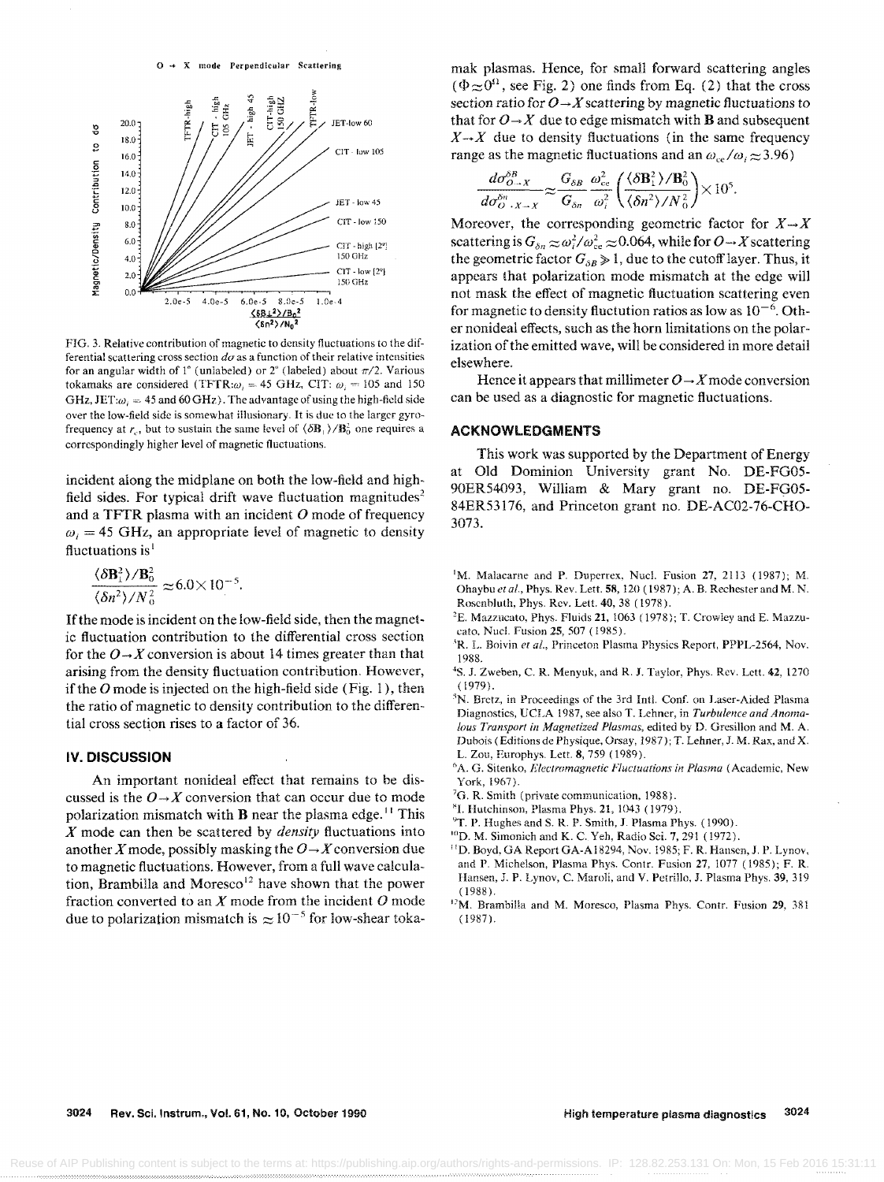O → X mode Perpendicular Scattering

Magnetic/Density Contribution to dσ

20.0
18.0
16.0
14.0
12.0
10.0
8.0
6.0
4.0
2.0
0.0

2.0e-5 4.0e-5 6.0e-5 8.0e-5 1.0e-4

$\langle\delta B_\perp^2\rangle/B_0^2$ / $\langle\delta n^2\rangle/N_0^2$

TFTR-high
CIT - high 105 GHz
JET - high 45
CIT-high 150 GHz
TFTR-low
JET-low 60
CIT - low 105
JET - low 45
CIT - low 150
CIT - high [2°] 150 GHz
CIT - low [2°] 150 GHz

FIG. 3. Relative contribution of magnetic to density fluctuations to the differential scattering cross section $d\sigma$ as a function of their relative intensities for an angular width of 1° (unlabeled) or 2° (labeled) about $\pi/2$. Various tokamaks are considered (TFTR:$\omega_i$ = 45 GHz, CIT: $\omega_i$ = 105 and 150 GHz, JET:$\omega_i$ = 45 and 60 GHz). The advantage of using the high-field side over the low-field side is somewhat illusionary. It is due to the larger gyrofrequency at $r_c$, but to sustain the same level of $\langle\delta B_\perp\rangle/B_0^2$ one requires a correspondingly higher level of magnetic fluctuations.

incident along the midplane on both the low-field and high-field sides. For typical drift wave fluctuation magnitudes[2] and a TFTR plasma with an incident $O$ mode of frequency $\omega_i$ = 45 GHz, an appropriate level of magnetic to density fluctuations is[1]

$$\frac{\langle \delta \mathbf{B}_\perp^2\rangle/\mathbf{B}_0^2}{\langle \delta n^2\rangle/N_0^2} \approx 6.0\times 10^{-5}.$$

If the mode is incident on the low-field side, then the magnetic fluctuation contribution to the differential cross section for the $O\rightarrow X$ conversion is about 14 times greater than that arising from the density fluctuation contribution. However, if the $O$ mode is injected on the high-field side (Fig. 1), then the ratio of magnetic to density contribution to the differential cross section rises to a factor of 36.

## IV. DISCUSSION

An important nonideal effect that remains to be discussed is the $O\rightarrow X$ conversion that can occur due to mode polarization mismatch with **B** near the plasma edge.[11] This $X$ mode can then be scattered by *density* fluctuations into another $X$ mode, possibly masking the $O\rightarrow X$ conversion due to magnetic fluctuations. However, from a full wave calculation, Brambilla and Moresco[12] have shown that the power fraction converted to an $X$ mode from the incident $O$ mode due to polarization mismatch is $\approx 10^{-5}$ for low-shear tokamak plasmas. Hence, for small forward scattering angles ($\Phi\approx 0^\Omega$, see Fig. 2) one finds from Eq. (2) that the cross section ratio for $O\rightarrow X$ scattering by magnetic fluctuations to that for $O\rightarrow X$ due to edge mismatch with **B** and subsequent $X\rightarrow X$ due to density fluctuations (in the same frequency range as the magnetic fluctuations and an $\omega_{ce}/\omega_i\approx 3.96$)

$$\frac{d\sigma^{\delta B}_{O\rightarrow X}}{d\sigma^{\delta n}_{O\cdot X\rightarrow X}} \approx \frac{G_{\delta B}}{G_{\delta n}}\frac{\omega_{ce}^2}{\omega_i^2}\left(\frac{\langle \delta \mathbf{B}_\perp^2\rangle/\mathbf{B}_0^2}{\langle \delta n^2\rangle/N_0^2}\right)\times 10^5.$$

Moreover, the corresponding geometric factor for $X\rightarrow X$ scattering is $G_{\delta n}\approx \omega_i^2/\omega_{ce}^2\approx 0.064$, while for $O\rightarrow X$ scattering the geometric factor $G_{\delta B}\gg 1$, due to the cutoff layer. Thus, it appears that polarization mode mismatch at the edge will not mask the effect of magnetic fluctuation scattering even for magnetic to density fluctution ratios as low as $10^{-6}$. Other nonideal effects, such as the horn limitations on the polarization of the emitted wave, will be considered in more detail elsewhere.

Hence it appears that millimeter $O\rightarrow X$ mode conversion can be used as a diagnostic for magnetic fluctuations.

## ACKNOWLEDGMENTS

This work was supported by the Department of Energy at Old Dominion University grant No. DE-FG05-90ER54093, William & Mary grant no. DE-FG05-84ER53176, and Princeton grant no. DE-AC02-76-CHO-3073.

[1] M. Malacarne and P. Duperrex, Nucl. Fusion 27, 2113 (1987); M. Ohaybu *et al.*, Phys. Rev. Lett. 58, 120 (1987); A. B. Rechester and M. N. Rosenbluth, Phys. Rev. Lett. 40, 38 (1978).

[2] E. Mazzucato, Phys. Fluids 21, 1063 (1978); T. Crowley and E. Mazzucato, Nucl. Fusion 25, 507 (1985).

[3] R. L. Boivin *et al.*, Princeton Plasma Physics Report, PPPL-2564, Nov. 1988.

[4] S. J. Zweben, C. R. Menyuk, and R. J. Taylor, Phys. Rev. Lett. 42, 1270 (1979).

[5] N. Bretz, in Proceedings of the 3rd Intl. Conf. on Laser-Aided Plasma Diagnostics, UCLA 1987, see also T. Lehner, in *Turbulence and Anomalous Transport in Magnetized Plasmas*, edited by D. Gresillon and M. A. Dubois (Editions de Physique, Orsay, 1987); T. Lehner, J. M. Rax, and X. L. Zou, Europhys. Lett. 8, 759 (1989).

[6] A. G. Sitenko, *Electromagnetic Fluctuations in Plasma* (Academic, New York, 1967).

[7] G. R. Smith (private communication, 1988).

[8] I. Hutchinson, Plasma Phys. 21, 1043 (1979).

[9] T. P. Hughes and S. R. P. Smith, J. Plasma Phys. (1990).

[10] D. M. Simonich and K. C. Yeh, Radio Sci. 7, 291 (1972).

[11] D. Boyd, GA Report GA-A18294, Nov. 1985; F. R. Hansen, J. P. Lynov, and P. Michelson, Plasma Phys. Contr. Fusion 27, 1077 (1985); F. R. Hansen, J. P. Lynov, C. Maroli, and V. Petrillo, J. Plasma Phys. 39, 319 (1988).

[12] M. Brambilla and M. Moresco, Plasma Phys. Contr. Fusion 29, 381 (1987).